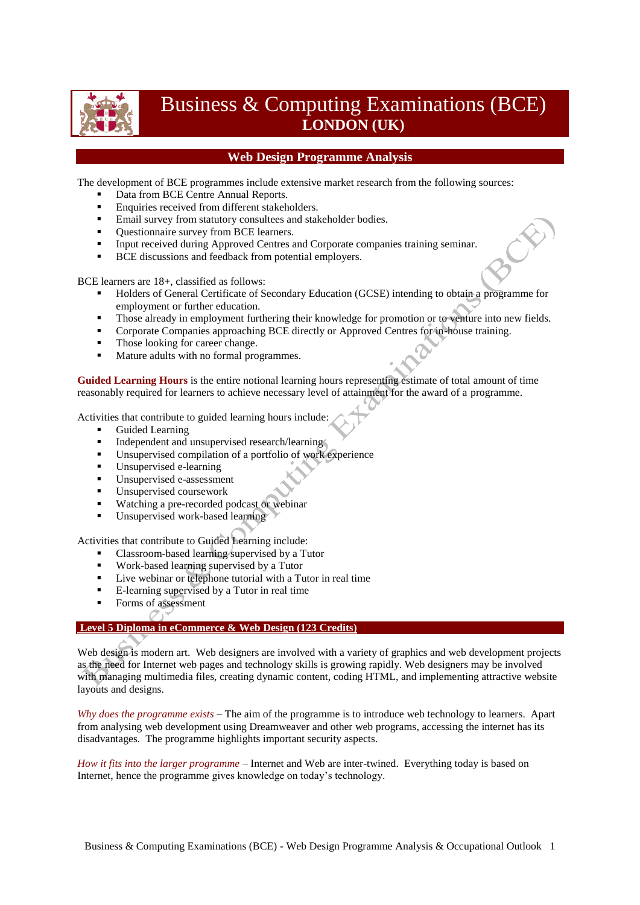# Business & Computing Examinations (BCE)

**LONDON (UK)**

## Web Design Programme Analysis

The development of BCE programmes include extensive market research from the following sources:

- Data from BCE Centre Annual Reports.
- Enquiries received from different stakeholders.
- Email survey from statutory consultees and stakeholder bodies.
- Questionnaire survey from BCE learners.
- Input received during Approved Centres and Corporate companies training seminar.
- BCE discussions and feedback from potential employers.

BCE learners are 18+, classified as follows:

- Holders of General Certificate of Secondary Education (GCSE) intending to obtain a programme for employment or further education.
- Those already in employment furthering their knowledge for promotion or to venture into new fields.
- Corporate Companies approaching BCE directly or Approved Centres for in-house training.
- Those looking for career change.
- Mature adults with no formal programmes.

**Guided Learning Hours** is the entire notional learning hours representing estimate of total amount of time reasonably required for learners to achieve necessary level of attainment for the award of a programme.

Activities that contribute to guided learning hours include:

- Guided Learning
- Independent and unsupervised research/learning
- Unsupervised compilation of a portfolio of work experience
- Unsupervised e-learning
- Unsupervised e-assessment
- Unsupervised coursework
- Watching a pre-recorded podcast or webinar
- Unsupervised work-based learning

Activities that contribute to Guided Learning include:

- Classroom-based learning supervised by a Tutor
- Work-based learning supervised by a Tutor
- Live webinar or telephone tutorial with a Tutor in real time
- E-learning supervised by a Tutor in real time
- Forms of assessment

## Level 5 Diploma in eCommerce & Web Design (123 Credits)

Web design is modern art. Web designers are involved with a variety of graphics and web development projects as the need for Internet web pages and technology skills is growing rapidly. Web designers may be involved with managing multimedia files, creating dynamic content, coding HTML, and implementing attractive website layouts and designs.

*Why does the programme exists* – The aim of the programme is to introduce web technology to learners. Apart from analysing web development using Dreamweaver and other web programs, accessing the internet has its disadvantages. The programme highlights important security aspects.

*How it fits into the larger programme* – Internet and Web are inter-twined. Everything today is based on Internet, hence the programme gives knowledge on today's technology.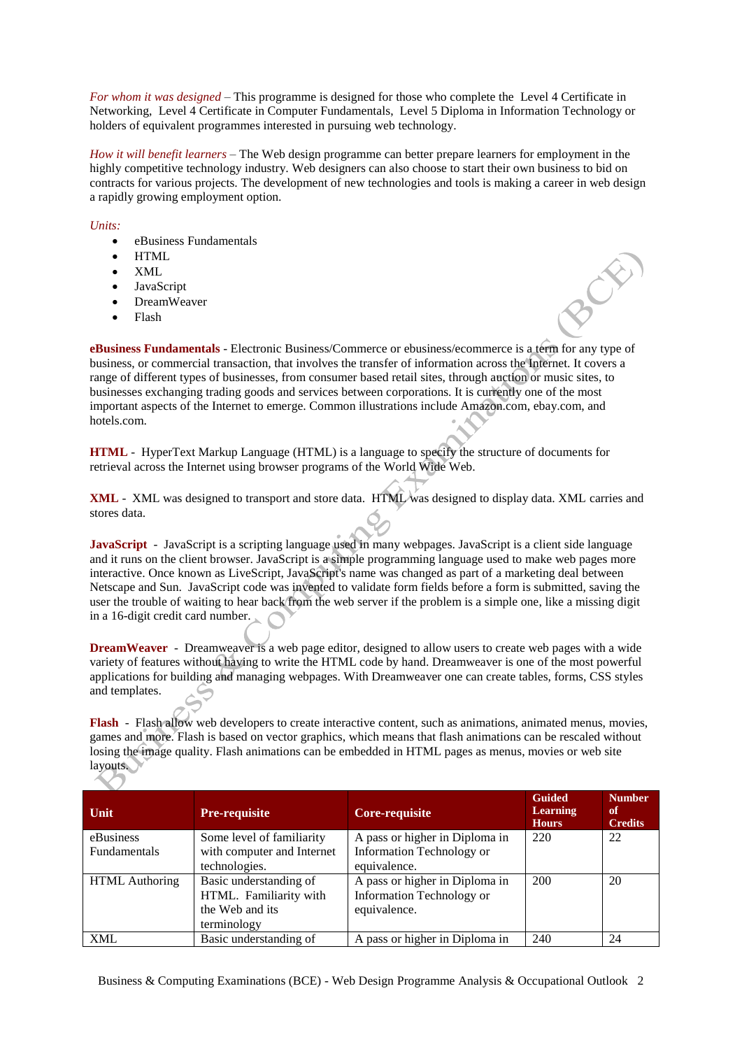*For whom it was designed* – This programme is designed for those who complete the Level 4 Certificate in Networking, Level 4 Certificate in Computer Fundamentals, Level 5 Diploma in Information Technology or holders of equivalent programmes interested in pursuing web technology.

*How it will benefit learners* – The Web design programme can better prepare learners for employment in the highly competitive technology industry. Web designers can also choose to start their own business to bid on contracts for various projects. The development of new technologies and tools is making a career in web design a rapidly growing employment option.

*Units:*

- eBusiness Fundamentals
- HTML
- XML
- JavaScript
- DreamWeaver
- Flash

**eBusiness Fundamentals** - Electronic Business/Commerce or ebusiness/ecommerce is a term for any type of business, or commercial transaction, that involves the transfer of information across the Internet. It covers a range of different types of businesses, from consumer based retail sites, through auction or music sites, to businesses exchanging trading goods and services between corporations. It is currently one of the most important aspects of the Internet to emerge. Common illustrations include Amazon.com, ebay.com, and hotels.com.

**HTML** - HyperText Markup Language (HTML) is a language to specify the structure of documents for retrieval across the Internet using browser programs of the World Wide Web.

**XML** - XML was designed to transport and store data. HTML was designed to display data. XML carries and stores data.

**JavaScript** - JavaScript is a scripting language used in many webpages. JavaScript is a client side language and it runs on the client browser. JavaScript is a simple programming language used to make web pages more interactive. Once known as LiveScript, JavaScript's name was changed as part of a marketing deal between Netscape and Sun. JavaScript code was invented to validate form fields before a form is submitted, saving the user the trouble of waiting to hear back from the web server if the problem is a simple one, like a missing digit in a 16-digit credit card number.

**DreamWeaver** - Dreamweaver is a web page editor, designed to allow users to create web pages with a wide variety of features without having to write the HTML code by hand. Dreamweaver is one of the most powerful applications for building and managing webpages. With Dreamweaver one can create tables, forms, CSS styles and templates.

**Flash** - Flash allow web developers to create interactive content, such as animations, animated menus, movies, games and more. Flash is based on vector graphics, which means that flash animations can be rescaled without losing the image quality. Flash animations can be embedded in HTML pages as menus, movies or web site layouts.

| Unit | Pre-requisite | Core-requisite | Guided Learning Hours | Number of Credits |
|---|---|---|---|---|
| eBusiness Fundamentals | Some level of familiarity with computer and Internet technologies. | A pass or higher in Diploma in Information Technology or equivalence. | 220 | 22 |
| HTML Authoring | Basic understanding of HTML. Familiarity with the Web and its terminology | A pass or higher in Diploma in Information Technology or equivalence. | 200 | 20 |
| XML | Basic understanding of | A pass or higher in Diploma in | 240 | 24 |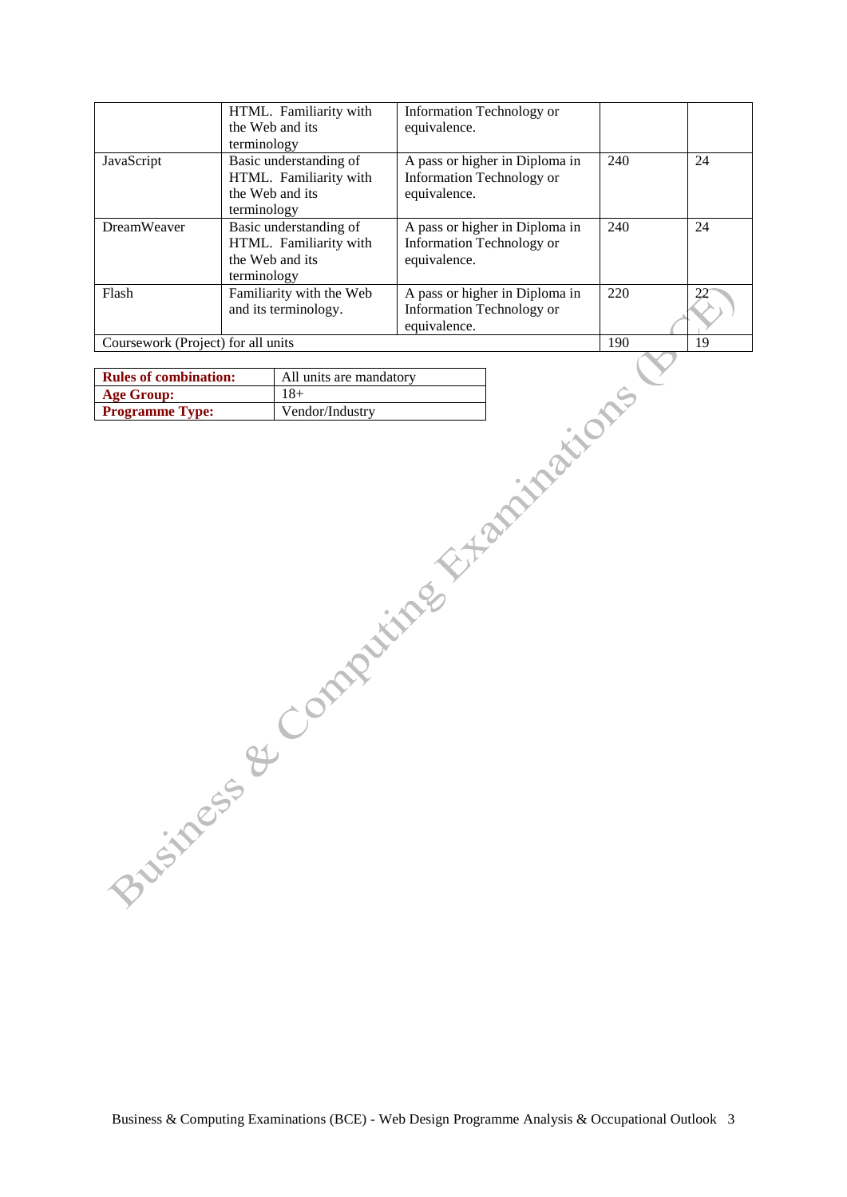|  |  |  |  |  |
|---|---|---|---|---|
|  | HTML. Familiarity with the Web and its terminology | Information Technology or equivalence. |  |  |
| JavaScript | Basic understanding of HTML. Familiarity with the Web and its terminology | A pass or higher in Diploma in Information Technology or equivalence. | 240 | 24 |
| DreamWeaver | Basic understanding of HTML. Familiarity with the Web and its terminology | A pass or higher in Diploma in Information Technology or equivalence. | 240 | 24 |
| Flash | Familiarity with the Web and its terminology. | A pass or higher in Diploma in Information Technology or equivalence. | 220 | 22 |
| Coursework (Project) for all units |  |  | 190 | 19 |

| | |
|---|---|
| **Rules of combination:** | All units are mandatory |
| **Age Group:** | 18+ |
| **Programme Type:** | Vendor/Industry |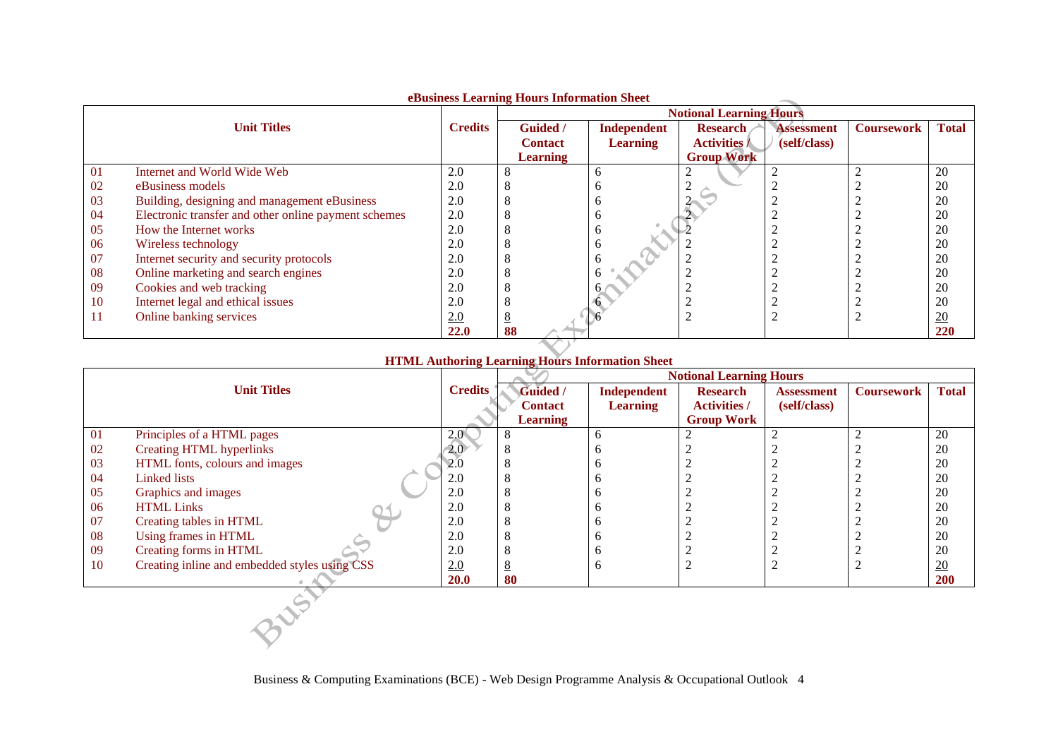**eBusiness Learning Hours Information Sheet**

| | Unit Titles | Credits | Notional Learning Hours | | | | | |
|---|---|---|---|---|---|---|---|---|
| | | | Guided / Contact Learning | Independent Learning | Research Activities / Group Work | Assessment (self/class) | Coursework | Total |
| 01 | Internet and World Wide Web | 2.0 | 8 | 6 | 2 | 2 | 2 | 20 |
| 02 | eBusiness models | 2.0 | 8 | 6 | 2 | 2 | 2 | 20 |
| 03 | Building, designing and management eBusiness | 2.0 | 8 | 6 | 2 | 2 | 2 | 20 |
| 04 | Electronic transfer and other online payment schemes | 2.0 | 8 | 6 | 2 | 2 | 2 | 20 |
| 05 | How the Internet works | 2.0 | 8 | 6 | 2 | 2 | 2 | 20 |
| 06 | Wireless technology | 2.0 | 8 | 6 | 2 | 2 | 2 | 20 |
| 07 | Internet security and security protocols | 2.0 | 8 | 6 | 2 | 2 | 2 | 20 |
| 08 | Online marketing and search engines | 2.0 | 8 | 6 | 2 | 2 | 2 | 20 |
| 09 | Cookies and web tracking | 2.0 | 8 | 6 | 2 | 2 | 2 | 20 |
| 10 | Internet legal and ethical issues | 2.0 | 8 | 6 | 2 | 2 | 2 | 20 |
| 11 | Online banking services | 2.0 | 8 | 6 | 2 | 2 | 2 | 20 |
| | | **22.0** | **88** | | | | | **220** |

**HTML Authoring Learning Hours Information Sheet**

| | Unit Titles | Credits | Notional Learning Hours | | | | | |
|---|---|---|---|---|---|---|---|---|
| | | | Guided / Contact Learning | Independent Learning | Research Activities / Group Work | Assessment (self/class) | Coursework | Total |
| 01 | Principles of a HTML pages | 2.0 | 8 | 6 | 2 | 2 | 2 | 20 |
| 02 | Creating HTML hyperlinks | 2.0 | 8 | 6 | 2 | 2 | 2 | 20 |
| 03 | HTML fonts, colours and images | 2.0 | 8 | 6 | 2 | 2 | 2 | 20 |
| 04 | Linked lists | 2.0 | 8 | 6 | 2 | 2 | 2 | 20 |
| 05 | Graphics and images | 2.0 | 8 | 6 | 2 | 2 | 2 | 20 |
| 06 | HTML Links | 2.0 | 8 | 6 | 2 | 2 | 2 | 20 |
| 07 | Creating tables in HTML | 2.0 | 8 | 6 | 2 | 2 | 2 | 20 |
| 08 | Using frames in HTML | 2.0 | 8 | 6 | 2 | 2 | 2 | 20 |
| 09 | Creating forms in HTML | 2.0 | 8 | 6 | 2 | 2 | 2 | 20 |
| 10 | Creating inline and embedded styles using CSS | 2.0 | 8 | 6 | 2 | 2 | 2 | 20 |
| | | **20.0** | **80** | | | | | **200** |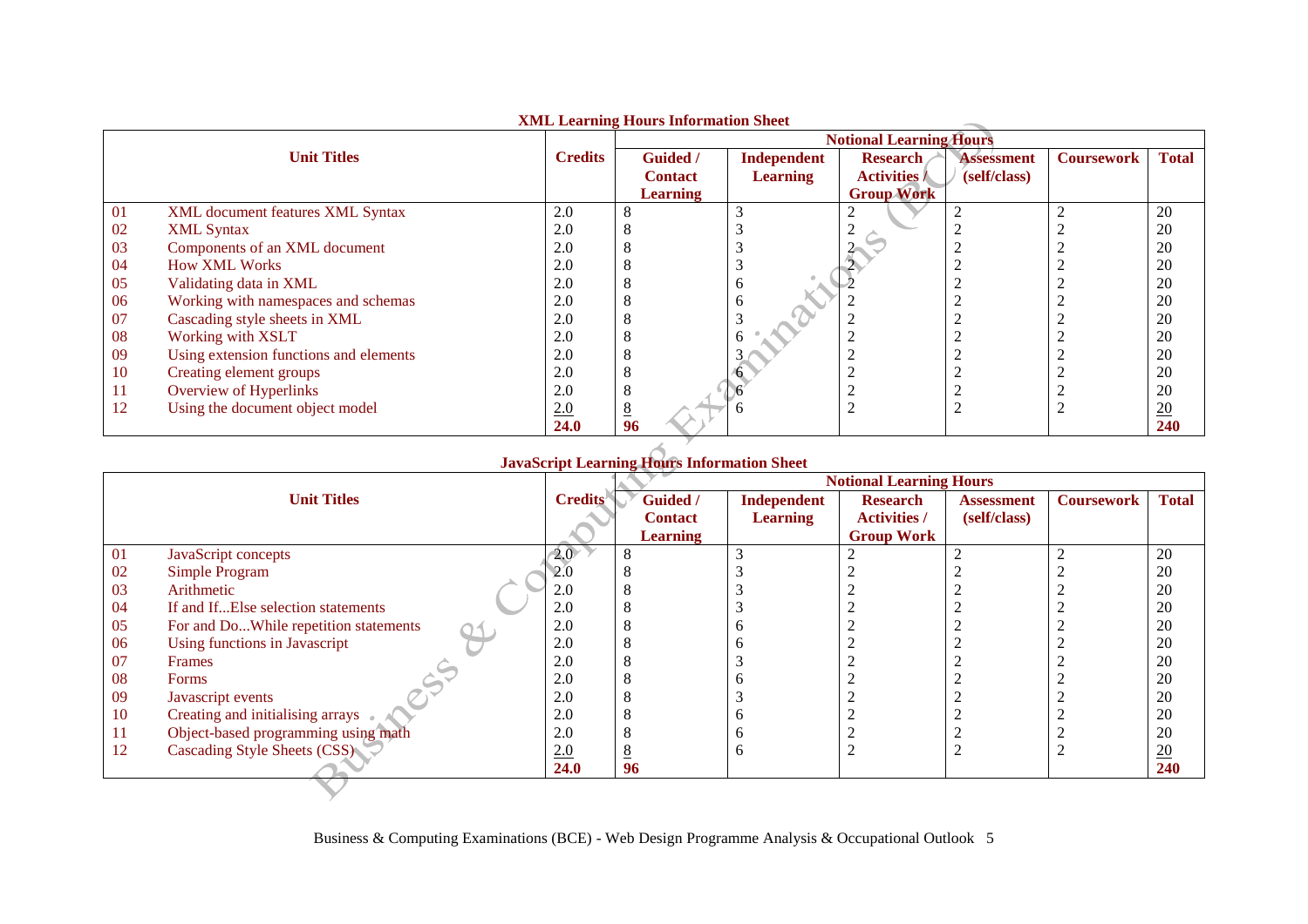**XML Learning Hours Information Sheet**

| | Unit Titles | Credits | Notional Learning Hours | | | | | |
|---|---|---|---|---|---|---|---|---|
| | | | Guided / Contact Learning | Independent Learning | Research Activities / Group Work | Assessment (self/class) | Coursework | Total |
| 01 | XML document features XML Syntax | 2.0 | 8 | 3 | 2 | 2 | 2 | 20 |
| 02 | XML Syntax | 2.0 | 8 | 3 | 2 | 2 | 2 | 20 |
| 03 | Components of an XML document | 2.0 | 8 | 3 | 2 | 2 | 2 | 20 |
| 04 | How XML Works | 2.0 | 8 | 3 | 2 | 2 | 2 | 20 |
| 05 | Validating data in XML | 2.0 | 8 | 6 | 2 | 2 | 2 | 20 |
| 06 | Working with namespaces and schemas | 2.0 | 8 | 6 | 2 | 2 | 2 | 20 |
| 07 | Cascading style sheets in XML | 2.0 | 8 | 3 | 2 | 2 | 2 | 20 |
| 08 | Working with XSLT | 2.0 | 8 | 6 | 2 | 2 | 2 | 20 |
| 09 | Using extension functions and elements | 2.0 | 8 | 3 | 2 | 2 | 2 | 20 |
| 10 | Creating element groups | 2.0 | 8 | 6 | 2 | 2 | 2 | 20 |
| 11 | Overview of Hyperlinks | 2.0 | 8 | 6 | 2 | 2 | 2 | 20 |
| 12 | Using the document object model | 2.0 | 8 | 6 | 2 | 2 | 2 | 20 |
| | | **24.0** | **96** | | | | | **240** |

**JavaScript Learning Hours Information Sheet**

| | Unit Titles | Credits | Notional Learning Hours | | | | | |
|---|---|---|---|---|---|---|---|---|
| | | | Guided / Contact Learning | Independent Learning | Research Activities / Group Work | Assessment (self/class) | Coursework | Total |
| 01 | JavaScript concepts | 2.0 | 8 | 3 | 2 | 2 | 2 | 20 |
| 02 | Simple Program | 2.0 | 8 | 3 | 2 | 2 | 2 | 20 |
| 03 | Arithmetic | 2.0 | 8 | 3 | 2 | 2 | 2 | 20 |
| 04 | If and If...Else selection statements | 2.0 | 8 | 3 | 2 | 2 | 2 | 20 |
| 05 | For and Do...While repetition statements | 2.0 | 8 | 6 | 2 | 2 | 2 | 20 |
| 06 | Using functions in Javascript | 2.0 | 8 | 6 | 2 | 2 | 2 | 20 |
| 07 | Frames | 2.0 | 8 | 3 | 2 | 2 | 2 | 20 |
| 08 | Forms | 2.0 | 8 | 6 | 2 | 2 | 2 | 20 |
| 09 | Javascript events | 2.0 | 8 | 3 | 2 | 2 | 2 | 20 |
| 10 | Creating and initialising arrays | 2.0 | 8 | 6 | 2 | 2 | 2 | 20 |
| 11 | Object-based programming using math | 2.0 | 8 | 6 | 2 | 2 | 2 | 20 |
| 12 | Cascading Style Sheets (CSS) | 2.0 | 8 | 6 | 2 | 2 | 2 | 20 |
| | | **24.0** | **96** | | | | | **240** |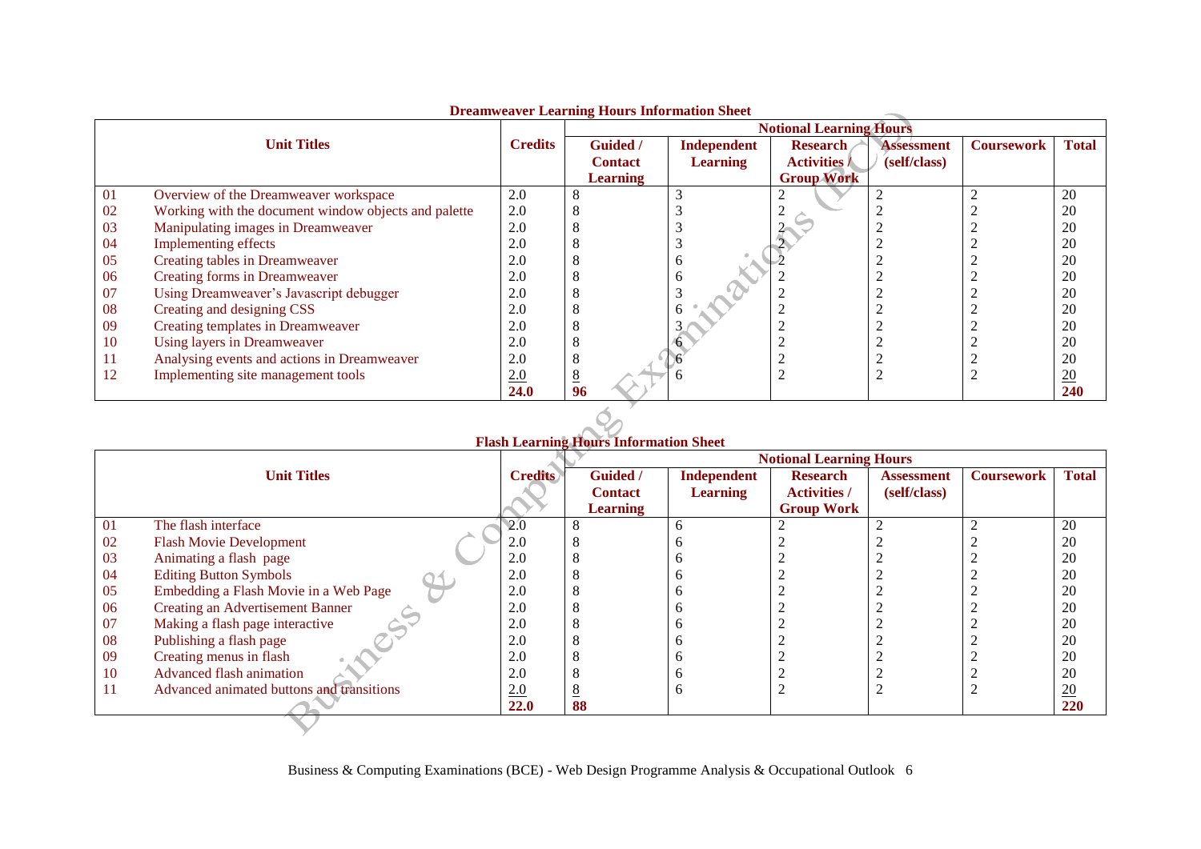**Dreamweaver Learning Hours Information Sheet**

| | Unit Titles | Credits | Notional Learning Hours | | | | | |
|---|---|---|---|---|---|---|---|---|
| | | | Guided / Contact Learning | Independent Learning | Research Activities / Group Work | Assessment (self/class) | Coursework | Total |
| 01 | Overview of the Dreamweaver workspace | 2.0 | 8 | 3 | 2 | 2 | 2 | 20 |
| 02 | Working with the document window objects and palette | 2.0 | 8 | 3 | 2 | 2 | 2 | 20 |
| 03 | Manipulating images in Dreamweaver | 2.0 | 8 | 3 | 2 | 2 | 2 | 20 |
| 04 | Implementing effects | 2.0 | 8 | 3 | 2 | 2 | 2 | 20 |
| 05 | Creating tables in Dreamweaver | 2.0 | 8 | 6 | 2 | 2 | 2 | 20 |
| 06 | Creating forms in Dreamweaver | 2.0 | 8 | 6 | 2 | 2 | 2 | 20 |
| 07 | Using Dreamweaver's Javascript debugger | 2.0 | 8 | 3 | 2 | 2 | 2 | 20 |
| 08 | Creating and designing CSS | 2.0 | 8 | 6 | 2 | 2 | 2 | 20 |
| 09 | Creating templates in Dreamweaver | 2.0 | 8 | 3 | 2 | 2 | 2 | 20 |
| 10 | Using layers in Dreamweaver | 2.0 | 8 | 6 | 2 | 2 | 2 | 20 |
| 11 | Analysing events and actions in Dreamweaver | 2.0 | 8 | 6 | 2 | 2 | 2 | 20 |
| 12 | Implementing site management tools | 2.0 | 8 | 6 | 2 | 2 | 2 | 20 |
| | | **24.0** | **96** | | | | | **240** |

**Flash Learning Hours Information Sheet**

| | Unit Titles | Credits | Notional Learning Hours | | | | | |
|---|---|---|---|---|---|---|---|---|
| | | | Guided / Contact Learning | Independent Learning | Research Activities / Group Work | Assessment (self/class) | Coursework | Total |
| 01 | The flash interface | 2.0 | 8 | 6 | 2 | 2 | 2 | 20 |
| 02 | Flash Movie Development | 2.0 | 8 | 6 | 2 | 2 | 2 | 20 |
| 03 | Animating a flash page | 2.0 | 8 | 6 | 2 | 2 | 2 | 20 |
| 04 | Editing Button Symbols | 2.0 | 8 | 6 | 2 | 2 | 2 | 20 |
| 05 | Embedding a Flash Movie in a Web Page | 2.0 | 8 | 6 | 2 | 2 | 2 | 20 |
| 06 | Creating an Advertisement Banner | 2.0 | 8 | 6 | 2 | 2 | 2 | 20 |
| 07 | Making a flash page interactive | 2.0 | 8 | 6 | 2 | 2 | 2 | 20 |
| 08 | Publishing a flash page | 2.0 | 8 | 6 | 2 | 2 | 2 | 20 |
| 09 | Creating menus in flash | 2.0 | 8 | 6 | 2 | 2 | 2 | 20 |
| 10 | Advanced flash animation | 2.0 | 8 | 6 | 2 | 2 | 2 | 20 |
| 11 | Advanced animated buttons and transitions | 2.0 | 8 | 6 | 2 | 2 | 2 | 20 |
| | | **22.0** | **88** | | | | | **220** |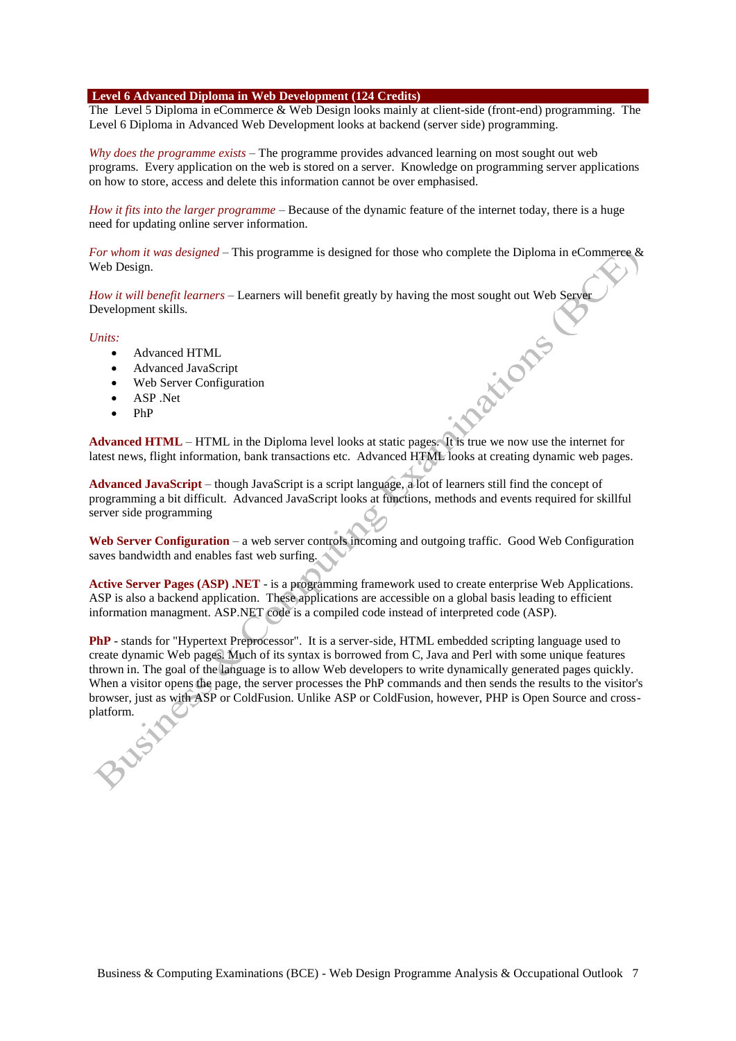## Level 6 Advanced Diploma in Web Development (124 Credits)

The Level 5 Diploma in eCommerce & Web Design looks mainly at client-side (front-end) programming. The Level 6 Diploma in Advanced Web Development looks at backend (server side) programming.

*Why does the programme exists* – The programme provides advanced learning on most sought out web programs. Every application on the web is stored on a server. Knowledge on programming server applications on how to store, access and delete this information cannot be over emphasised.

*How it fits into the larger programme* – Because of the dynamic feature of the internet today, there is a huge need for updating online server information.

*For whom it was designed* – This programme is designed for those who complete the Diploma in eCommerce & Web Design.

*How it will benefit learners* – Learners will benefit greatly by having the most sought out Web Server Development skills.

*Units:*

- Advanced HTML
- Advanced JavaScript
- Web Server Configuration
- ASP .Net
- PhP

**Advanced HTML** – HTML in the Diploma level looks at static pages. It is true we now use the internet for latest news, flight information, bank transactions etc. Advanced HTML looks at creating dynamic web pages.

**Advanced JavaScript** – though JavaScript is a script language, a lot of learners still find the concept of programming a bit difficult. Advanced JavaScript looks at functions, methods and events required for skillful server side programming

**Web Server Configuration** – a web server controls incoming and outgoing traffic. Good Web Configuration saves bandwidth and enables fast web surfing.

**Active Server Pages (ASP) .NET** - is a programming framework used to create enterprise Web Applications. ASP is also a backend application. These applications are accessible on a global basis leading to efficient information managment. ASP.NET code is a compiled code instead of interpreted code (ASP).

**PhP** - stands for "Hypertext Preprocessor". It is a server-side, HTML embedded scripting language used to create dynamic Web pages. Much of its syntax is borrowed from C, Java and Perl with some unique features thrown in. The goal of the language is to allow Web developers to write dynamically generated pages quickly. When a visitor opens the page, the server processes the PHP commands and then sends the results to the visitor's browser, just as with ASP or ColdFusion. Unlike ASP or ColdFusion, however, PHP is Open Source and cross-platform.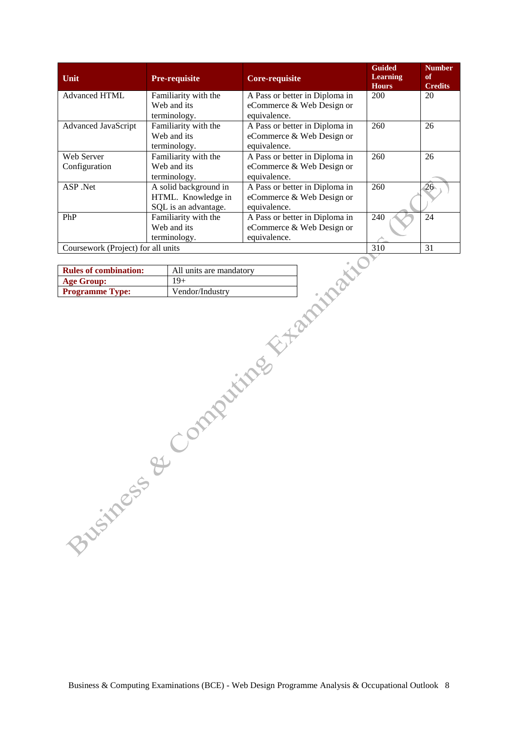| Unit | Pre-requisite | Core-requisite | Guided Learning Hours | Number of Credits |
| --- | --- | --- | --- | --- |
| Advanced HTML | Familiarity with the Web and its terminology. | A Pass or better in Diploma in eCommerce & Web Design or equivalence. | 200 | 20 |
| Advanced JavaScript | Familiarity with the Web and its terminology. | A Pass or better in Diploma in eCommerce & Web Design or equivalence. | 260 | 26 |
| Web Server Configuration | Familiarity with the Web and its terminology. | A Pass or better in Diploma in eCommerce & Web Design or equivalence. | 260 | 26 |
| ASP .Net | A solid background in HTML. Knowledge in SQL is an advantage. | A Pass or better in Diploma in eCommerce & Web Design or equivalence. | 260 | 26 |
| PhP | Familiarity with the Web and its terminology. | A Pass or better in Diploma in eCommerce & Web Design or equivalence. | 240 | 24 |
| Coursework (Project) for all units | | | 310 | 31 |

| | |
| --- | --- |
| **Rules of combination:** | All units are mandatory |
| **Age Group:** | 19+ |
| **Programme Type:** | Vendor/Industry |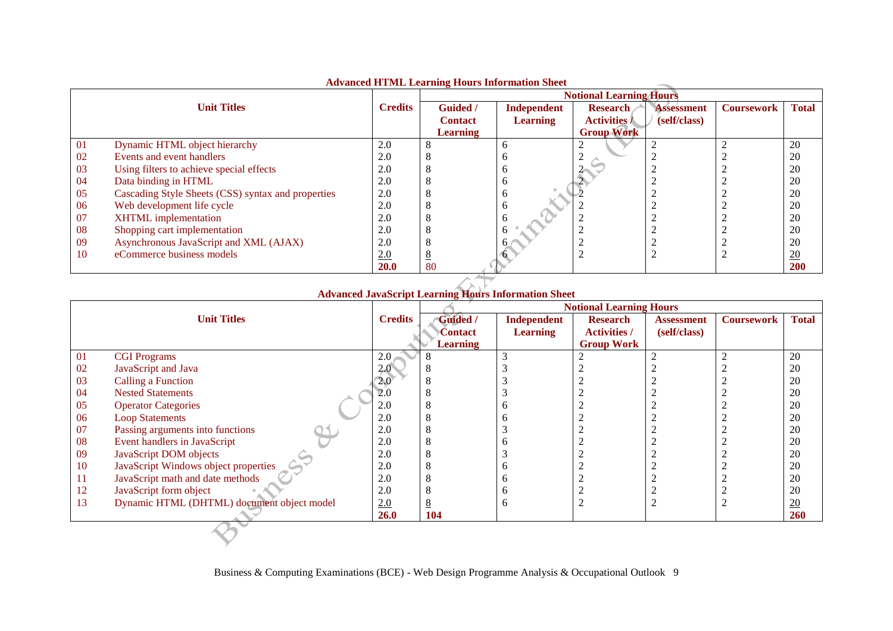**Advanced HTML Learning Hours Information Sheet**

| Unit Titles | | Credits | Notional Learning Hours | | | | | |
|---|---|---|---|---|---|---|---|---|
| | | | Guided / Contact Learning | Independent Learning | Research Activities / Group Work | Assessment (self/class) | Coursework | Total |
| 01 | Dynamic HTML object hierarchy | 2.0 | 8 | 6 | 2 | 2 | 2 | 20 |
| 02 | Events and event handlers | 2.0 | 8 | 6 | 2 | 2 | 2 | 20 |
| 03 | Using filters to achieve special effects | 2.0 | 8 | 6 | 2 | 2 | 2 | 20 |
| 04 | Data binding in HTML | 2.0 | 8 | 6 | 2 | 2 | 2 | 20 |
| 05 | Cascading Style Sheets (CSS) syntax and properties | 2.0 | 8 | 6 | 2 | 2 | 2 | 20 |
| 06 | Web development life cycle | 2.0 | 8 | 6 | 2 | 2 | 2 | 20 |
| 07 | XHTML implementation | 2.0 | 8 | 6 | 2 | 2 | 2 | 20 |
| 08 | Shopping cart implementation | 2.0 | 8 | 6 | 2 | 2 | 2 | 20 |
| 09 | Asynchronous JavaScript and XML (AJAX) | 2.0 | 8 | 6 | 2 | 2 | 2 | 20 |
| 10 | eCommerce business models | 2.0 | 8 | 6 | 2 | 2 | 2 | 20 |
| | | **20.0** | 80 | | | | | **200** |

**Advanced JavaScript Learning Hours Information Sheet**

| Unit Titles | | Credits | Notional Learning Hours | | | | | |
|---|---|---|---|---|---|---|---|---|
| | | | Guided / Contact Learning | Independent Learning | Research Activities / Group Work | Assessment (self/class) | Coursework | Total |
| 01 | CGI Programs | 2.0 | 8 | 3 | 2 | 2 | 2 | 20 |
| 02 | JavaScript and Java | 2.0 | 8 | 3 | 2 | 2 | 2 | 20 |
| 03 | Calling a Function | 2.0 | 8 | 3 | 2 | 2 | 2 | 20 |
| 04 | Nested Statements | 2.0 | 8 | 3 | 2 | 2 | 2 | 20 |
| 05 | Operator Categories | 2.0 | 8 | 6 | 2 | 2 | 2 | 20 |
| 06 | Loop Statements | 2.0 | 8 | 6 | 2 | 2 | 2 | 20 |
| 07 | Passing arguments into functions | 2.0 | 8 | 3 | 2 | 2 | 2 | 20 |
| 08 | Event handlers in JavaScript | 2.0 | 8 | 6 | 2 | 2 | 2 | 20 |
| 09 | JavaScript DOM objects | 2.0 | 8 | 3 | 2 | 2 | 2 | 20 |
| 10 | JavaScript Windows object properties | 2.0 | 8 | 6 | 2 | 2 | 2 | 20 |
| 11 | JavaScript math and date methods | 2.0 | 8 | 6 | 2 | 2 | 2 | 20 |
| 12 | JavaScript form object | 2.0 | 8 | 6 | 2 | 2 | 2 | 20 |
| 13 | Dynamic HTML (DHTML) document object model | 2.0 | 8 | 6 | 2 | 2 | 2 | 20 |
| | | **26.0** | **104** | | | | | **260** |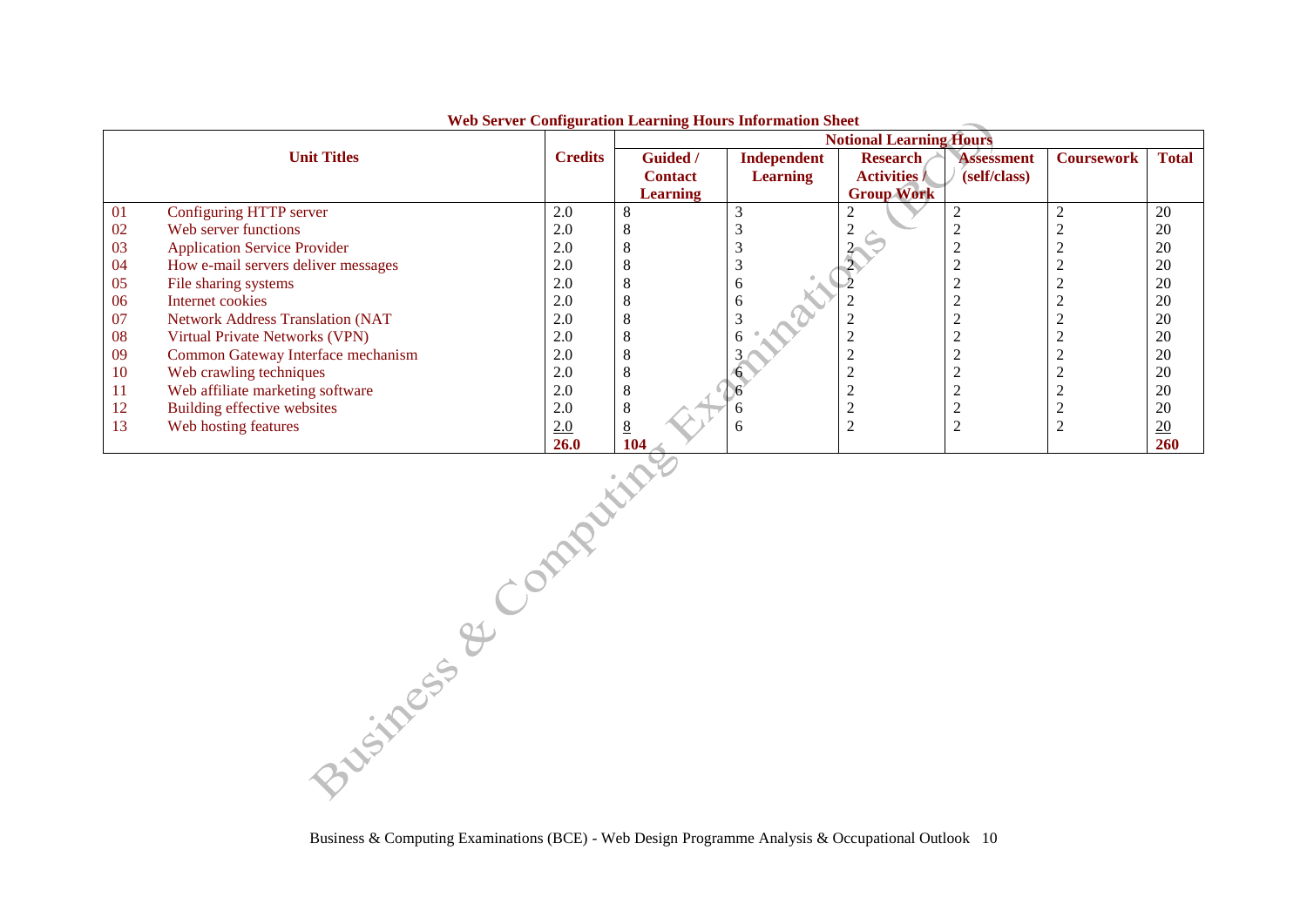**Web Server Configuration Learning Hours Information Sheet**

| Unit Titles | | Credits | Notional Learning Hours | | | | | |
|---|---|---|---|---|---|---|---|---|
| | | | Guided / Contact Learning | Independent Learning | Research Activities / Group Work | Assessment (self/class) | Coursework | Total |
| 01 | Configuring HTTP server | 2.0 | 8 | 3 | 2 | 2 | 2 | 20 |
| 02 | Web server functions | 2.0 | 8 | 3 | 2 | 2 | 2 | 20 |
| 03 | Application Service Provider | 2.0 | 8 | 3 | 2 | 2 | 2 | 20 |
| 04 | How e-mail servers deliver messages | 2.0 | 8 | 3 | 2 | 2 | 2 | 20 |
| 05 | File sharing systems | 2.0 | 8 | 6 | 2 | 2 | 2 | 20 |
| 06 | Internet cookies | 2.0 | 8 | 6 | 2 | 2 | 2 | 20 |
| 07 | Network Address Translation (NAT | 2.0 | 8 | 3 | 2 | 2 | 2 | 20 |
| 08 | Virtual Private Networks (VPN) | 2.0 | 8 | 6 | 2 | 2 | 2 | 20 |
| 09 | Common Gateway Interface mechanism | 2.0 | 8 | 3 | 2 | 2 | 2 | 20 |
| 10 | Web crawling techniques | 2.0 | 8 | 6 | 2 | 2 | 2 | 20 |
| 11 | Web affiliate marketing software | 2.0 | 8 | 6 | 2 | 2 | 2 | 20 |
| 12 | Building effective websites | 2.0 | 8 | 6 | 2 | 2 | 2 | 20 |
| 13 | Web hosting features | 2.0 | 8 | 6 | 2 | 2 | 2 | 20 |
| | | **26.0** | **104** | | | | | **260** |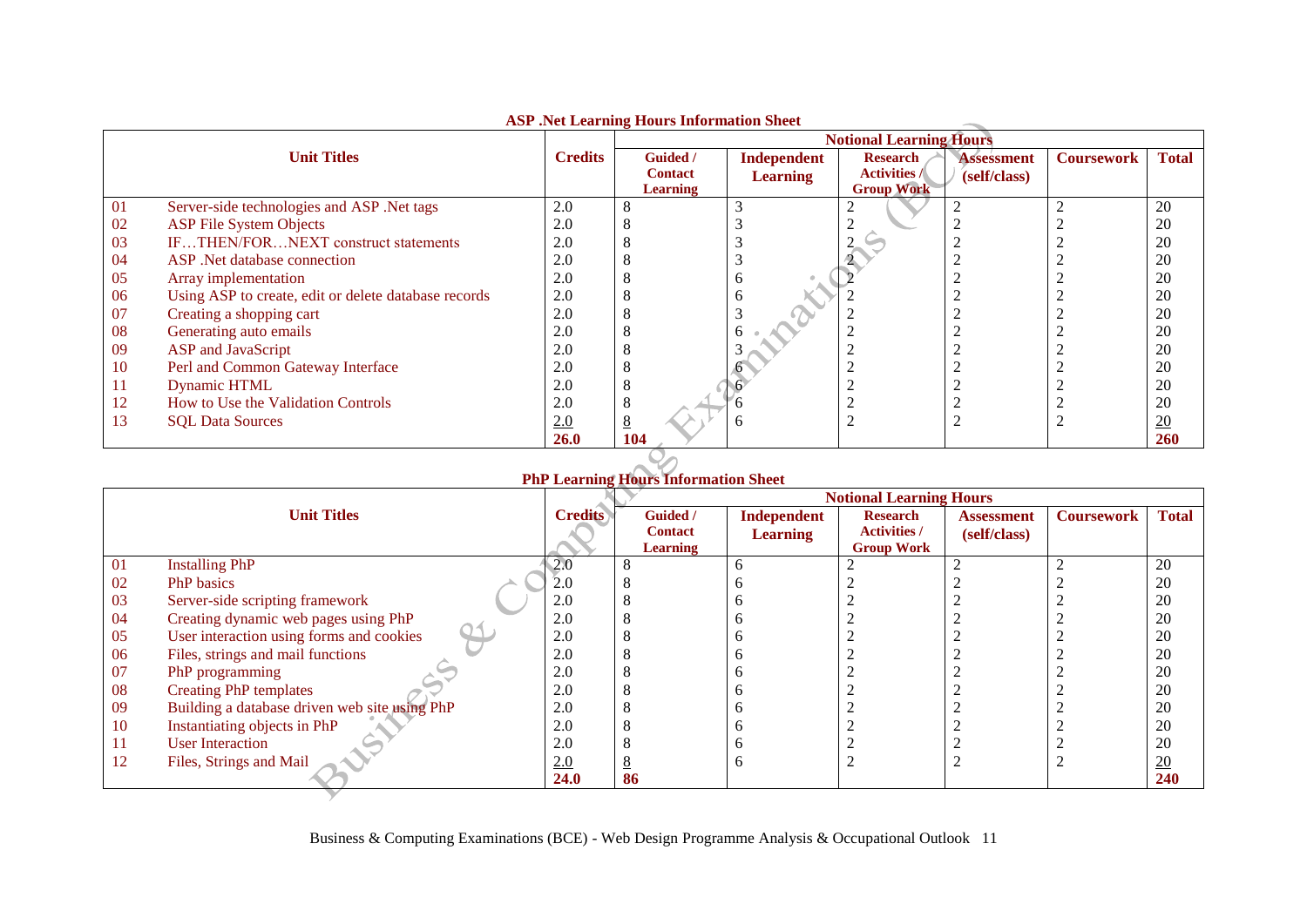**ASP .Net Learning Hours Information Sheet**

| Unit Titles | | Credits | Notional Learning Hours | | | | | |
|---|---|---|---|---|---|---|---|---|
| | | | Guided / Contact Learning | Independent Learning | Research Activities / Group Work | Assessment (self/class) | Coursework | Total |
| 01 | Server-side technologies and ASP .Net tags | 2.0 | 8 | 3 | 2 | 2 | 2 | 20 |
| 02 | ASP File System Objects | 2.0 | 8 | 3 | 2 | 2 | 2 | 20 |
| 03 | IF…THEN/FOR…NEXT construct statements | 2.0 | 8 | 3 | 2 | 2 | 2 | 20 |
| 04 | ASP .Net database connection | 2.0 | 8 | 3 | 2 | 2 | 2 | 20 |
| 05 | Array implementation | 2.0 | 8 | 6 | 2 | 2 | 2 | 20 |
| 06 | Using ASP to create, edit or delete database records | 2.0 | 8 | 6 | 2 | 2 | 2 | 20 |
| 07 | Creating a shopping cart | 2.0 | 8 | 3 | 2 | 2 | 2 | 20 |
| 08 | Generating auto emails | 2.0 | 8 | 6 | 2 | 2 | 2 | 20 |
| 09 | ASP and JavaScript | 2.0 | 8 | 3 | 2 | 2 | 2 | 20 |
| 10 | Perl and Common Gateway Interface | 2.0 | 8 | 6 | 2 | 2 | 2 | 20 |
| 11 | Dynamic HTML | 2.0 | 8 | 6 | 2 | 2 | 2 | 20 |
| 12 | How to Use the Validation Controls | 2.0 | 8 | 6 | 2 | 2 | 2 | 20 |
| 13 | SQL Data Sources | 2.0 | 8 | 6 | 2 | 2 | 2 | 20 |
| | | **26.0** | **104** | | | | | **260** |

**PhP Learning Hours Information Sheet**

| Unit Titles | | Credits | Notional Learning Hours | | | | | |
|---|---|---|---|---|---|---|---|---|
| | | | Guided / Contact Learning | Independent Learning | Research Activities / Group Work | Assessment (self/class) | Coursework | Total |
| 01 | Installing PhP | 2.0 | 8 | 6 | 2 | 2 | 2 | 20 |
| 02 | PhP basics | 2.0 | 8 | 6 | 2 | 2 | 2 | 20 |
| 03 | Server-side scripting framework | 2.0 | 8 | 6 | 2 | 2 | 2 | 20 |
| 04 | Creating dynamic web pages using PhP | 2.0 | 8 | 6 | 2 | 2 | 2 | 20 |
| 05 | User interaction using forms and cookies | 2.0 | 8 | 6 | 2 | 2 | 2 | 20 |
| 06 | Files, strings and mail functions | 2.0 | 8 | 6 | 2 | 2 | 2 | 20 |
| 07 | PhP programming | 2.0 | 8 | 6 | 2 | 2 | 2 | 20 |
| 08 | Creating PhP templates | 2.0 | 8 | 6 | 2 | 2 | 2 | 20 |
| 09 | Building a database driven web site using PhP | 2.0 | 8 | 6 | 2 | 2 | 2 | 20 |
| 10 | Instantiating objects in PhP | 2.0 | 8 | 6 | 2 | 2 | 2 | 20 |
| 11 | User Interaction | 2.0 | 8 | 6 | 2 | 2 | 2 | 20 |
| 12 | Files, Strings and Mail | 2.0 | 8 | 6 | 2 | 2 | 2 | 20 |
| | | **24.0** | **86** | | | | | **240** |